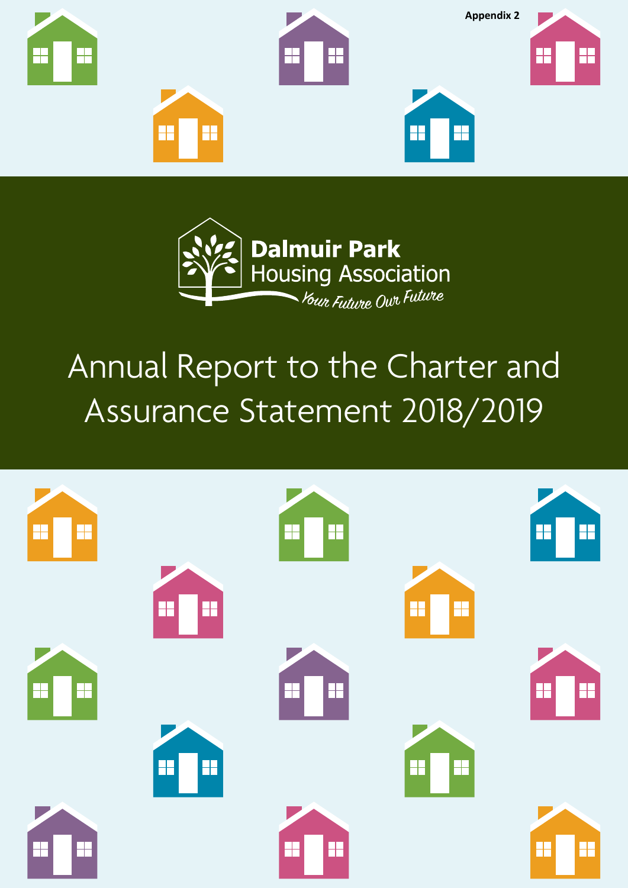Appendix 2

Dalmuir Park Housing Association

*Your Future Our Future*

# Annual Report to the Charter and Assurance Statement 2018/2019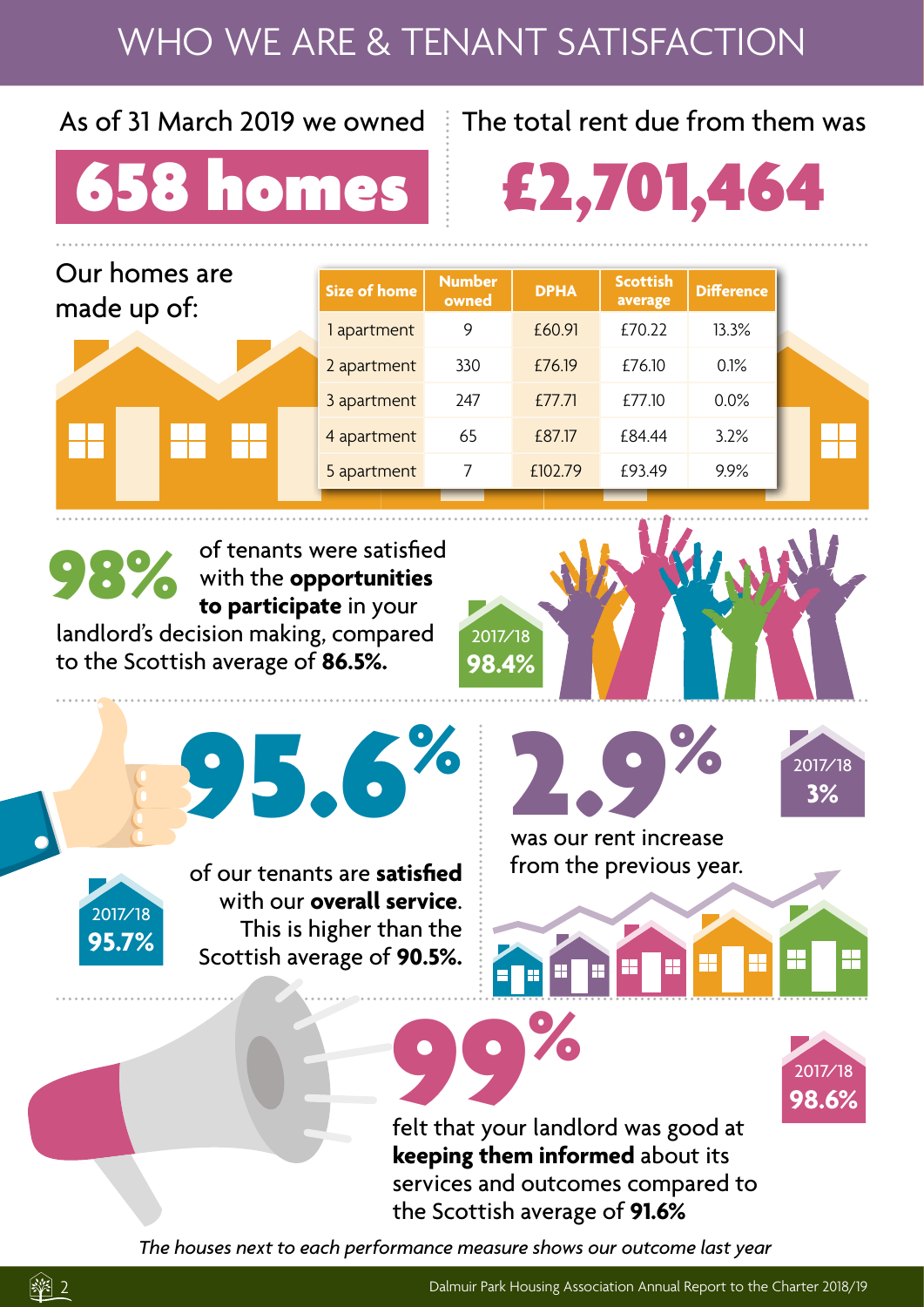# WHO WE ARE & TENANT SATISFACTION

As of 31 March 2019 we owned

**658 homes**

The total rent due from them was

**£2,701,464**

Our homes are made up of:

| Size of home | Number owned | DPHA | Scottish average | Difference |
|---|---|---|---|---|
| 1 apartment | 9 | £60.91 | £70.22 | 13.3% |
| 2 apartment | 330 | £76.19 | £76.10 | 0.1% |
| 3 apartment | 247 | £77.71 | £77.10 | 0.0% |
| 4 apartment | 65 | £87.17 | £84.44 | 3.2% |
| 5 apartment | 7 | £102.79 | £93.49 | 9.9% |

**98%** of tenants were satisfied with the **opportunities to participate** in your landlord's decision making, compared to the Scottish average of **86.5%.**

2017/18 **98.4%**

**95.6%** of our tenants are **satisfied** with our **overall service**. This is higher than the Scottish average of **90.5%.**

2017/18 **95.7%**

**2.9%** was our rent increase from the previous year.

2017/18 **3%**

**99%** felt that your landlord was good at **keeping them informed** about its services and outcomes compared to the Scottish average of **91.6%**

2017/18 **98.6%**

*The houses next to each performance measure shows our outcome last year*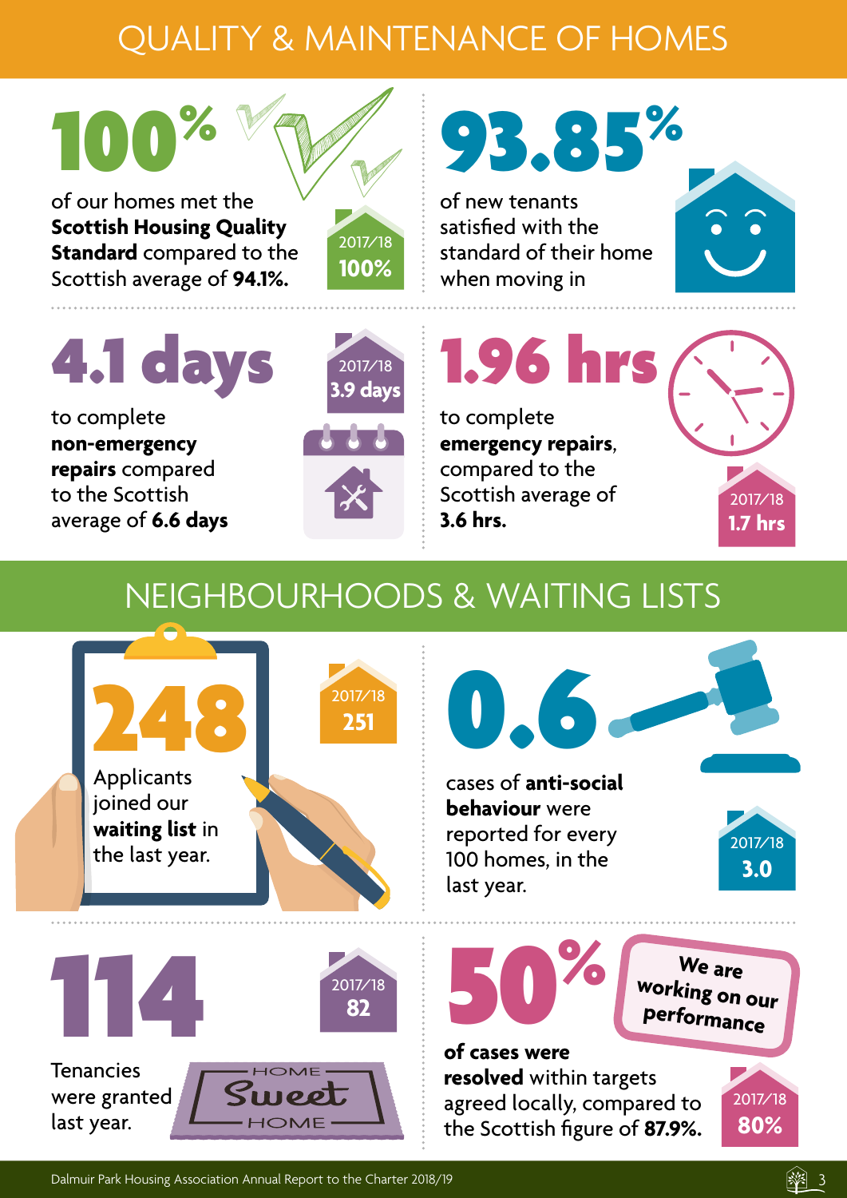# QUALITY & MAINTENANCE OF HOMES

**100%**

of our homes met the **Scottish Housing Quality Standard** compared to the Scottish average of **94.1%.**

2017/18
**100%**

**93.85%**

of new tenants satisfied with the standard of their home when moving in

**4.1 days**

to complete **non-emergency repairs** compared to the Scottish average of **6.6 days**

2017/18
**3.9 days**

**1.96 hrs**

to complete **emergency repairs**, compared to the Scottish average of **3.6 hrs.**

2017/18
**1.7 hrs**

# NEIGHBOURHOODS & WAITING LISTS

**248**

Applicants joined our **waiting list** in the last year.

2017/18
**251**

**0.6**

cases of **anti-social behaviour** were reported for every 100 homes, in the last year.

2017/18
**3.0**

**114**

Tenancies were granted last year.

2017/18
**82**

**50%**

**We are working on our performance**

**of cases were resolved** within targets agreed locally, compared to the Scottish figure of **87.9%.**

2017/18
**80%**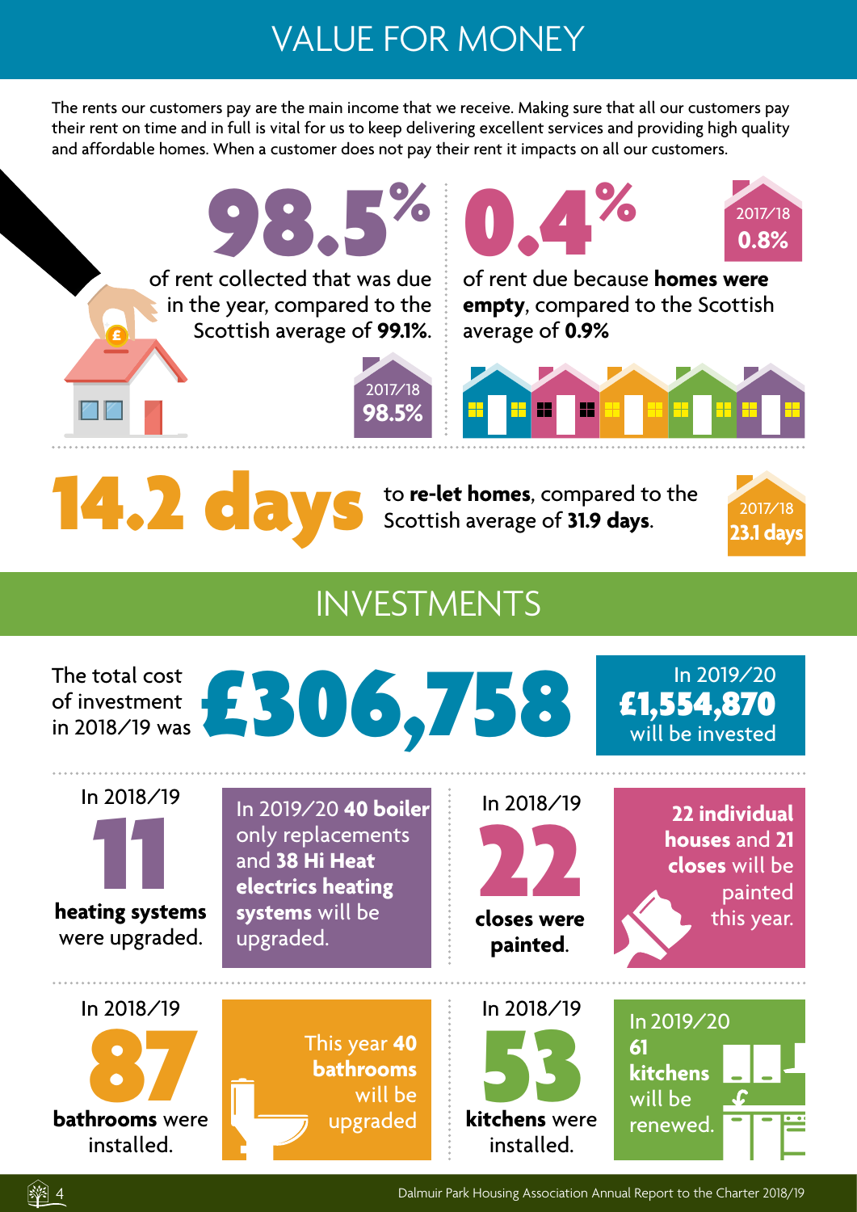# VALUE FOR MONEY

The rents our customers pay are the main income that we receive. Making sure that all our customers pay their rent on time and in full is vital for us to keep delivering excellent services and providing high quality and affordable homes. When a customer does not pay their rent it impacts on all our customers.

**98.5%**

of rent collected that was due in the year, compared to the Scottish average of **99.1%**.

2017/18 **98.5%**

**0.4%**

of rent due because **homes were empty**, compared to the Scottish average of **0.9%**

2017/18 **0.8%**

**14.2 days**

to **re-let homes**, compared to the Scottish average of **31.9 days**.

2017/18 **23.1 days**

# INVESTMENTS

The total cost of investment in 2018/19 was **£306,758**

In 2019/20 **£1,554,870** will be invested

In 2018/19 **11** **heating systems** were upgraded.

In 2019/20 **40 boiler** only replacements and **38 Hi Heat electrics heating systems** will be upgraded.

In 2018/19 **22** **closes were painted**.

**22 individual houses** and **21 closes** will be painted this year.

In 2018/19 **87** **bathrooms** were installed.

This year **40 bathrooms** will be upgraded

In 2018/19 **53** **kitchens** were installed.

In 2019/20 **61 kitchens** will be renewed.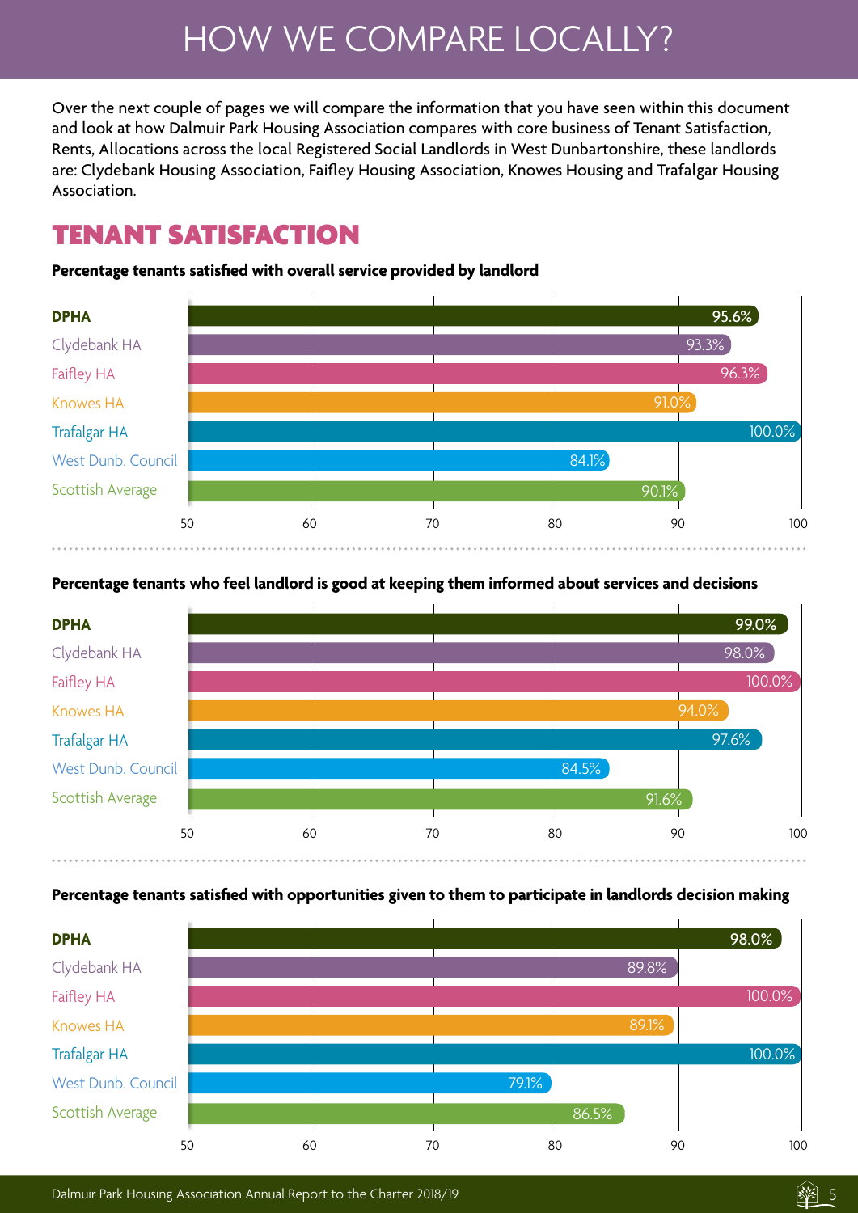# HOW WE COMPARE LOCALLY?

Over the next couple of pages we will compare the information that you have seen within this document and look at how Dalmuir Park Housing Association compares with core business of Tenant Satisfaction, Rents, Allocations across the local Registered Social Landlords in West Dunbartonshire, these landlords are: Clydebank Housing Association, Faifley Housing Association, Knowes Housing and Trafalgar Housing Association.

## TENANT SATISFACTION

**Percentage tenants satisfied with overall service provided by landlord**

| Landlord | % |
|---|---|
| DPHA | 95.6% |
| Clydebank HA | 93.3% |
| Faifley HA | 96.3% |
| Knowes HA | 91.0% |
| Trafalgar HA | 100.0% |
| West Dunb. Council | 84.1% |
| Scottish Average | 90.1% |

**Percentage tenants who feel landlord is good at keeping them informed about services and decisions**

| Landlord | % |
|---|---|
| DPHA | 99.0% |
| Clydebank HA | 98.0% |
| Faifley HA | 100.0% |
| Knowes HA | 94.0% |
| Trafalgar HA | 97.6% |
| West Dunb. Council | 84.5% |
| Scottish Average | 91.6% |

**Percentage tenants satisfied with opportunities given to them to participate in landlords decision making**

| Landlord | % |
|---|---|
| DPHA | 98.0% |
| Clydebank HA | 89.8% |
| Faifley HA | 100.0% |
| Knowes HA | 89.1% |
| Trafalgar HA | 100.0% |
| West Dunb. Council | 79.1% |
| Scottish Average | 86.5% |

Dalmuir Park Housing Association Annual Report to the Charter 2018/19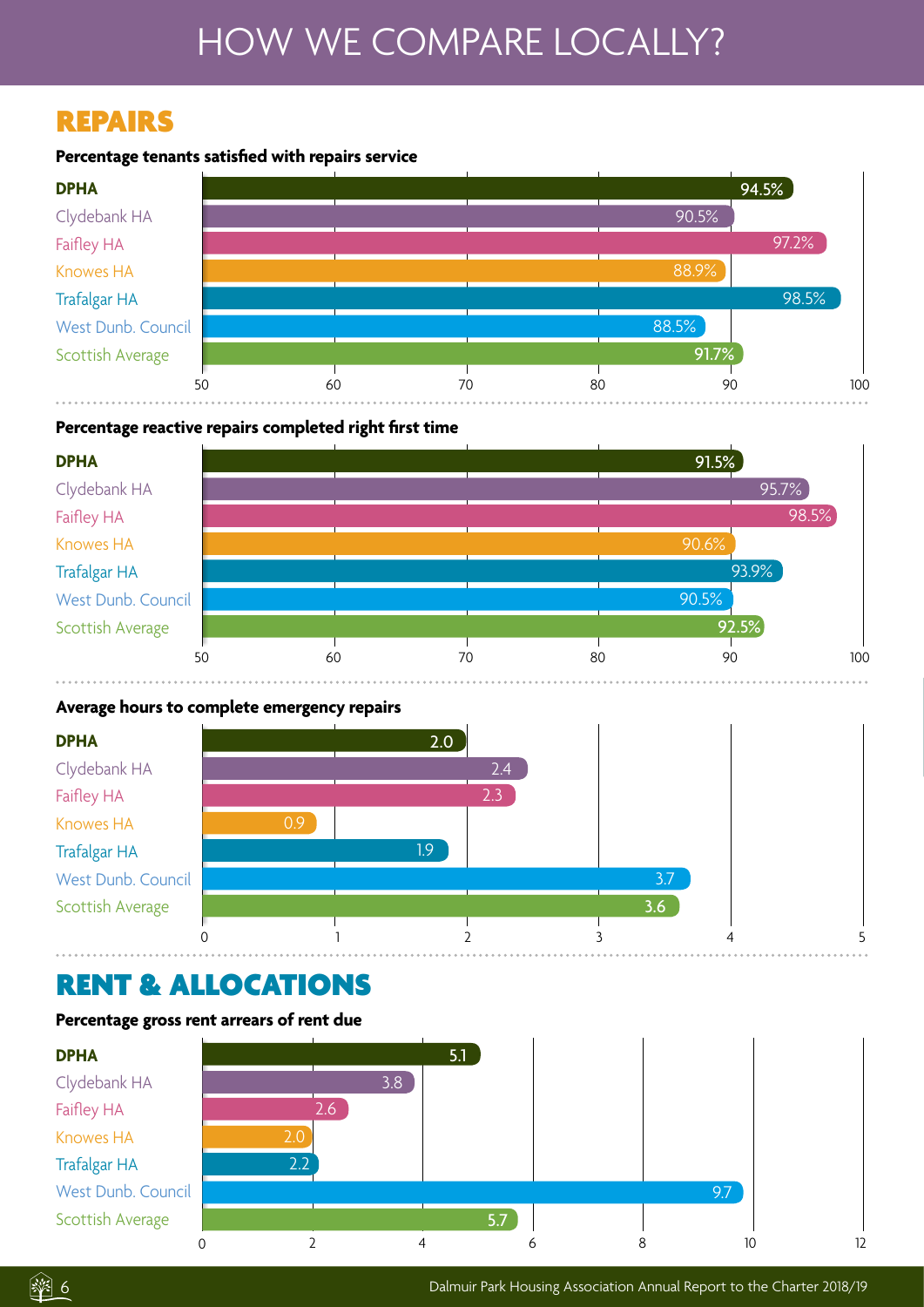# HOW WE COMPARE LOCALLY?

## REPAIRS

**Percentage tenants satisfied with repairs service**

| | % |
|---|---|
| **DPHA** | 94.5% |
| Clydebank HA | 90.5% |
| Faifley HA | 97.2% |
| Knowes HA | 88.9% |
| Trafalgar HA | 98.5% |
| West Dunb. Council | 88.5% |
| Scottish Average | 91.7% |

**Percentage reactive repairs completed right first time**

| | % |
|---|---|
| **DPHA** | 91.5% |
| Clydebank HA | 95.7% |
| Faifley HA | 98.5% |
| Knowes HA | 90.6% |
| Trafalgar HA | 93.9% |
| West Dunb. Council | 90.5% |
| Scottish Average | 92.5% |

**Average hours to complete emergency repairs**

| | Hours |
|---|---|
| **DPHA** | 2.0 |
| Clydebank HA | 2.4 |
| Faifley HA | 2.3 |
| Knowes HA | 0.9 |
| Trafalgar HA | 1.9 |
| West Dunb. Council | 3.7 |
| Scottish Average | 3.6 |

## RENT & ALLOCATIONS

**Percentage gross rent arrears of rent due**

| | % |
|---|---|
| **DPHA** | 5.1 |
| Clydebank HA | 3.8 |
| Faifley HA | 2.6 |
| Knowes HA | 2.0 |
| Trafalgar HA | 2.2 |
| West Dunb. Council | 9.7 |
| Scottish Average | 5.7 |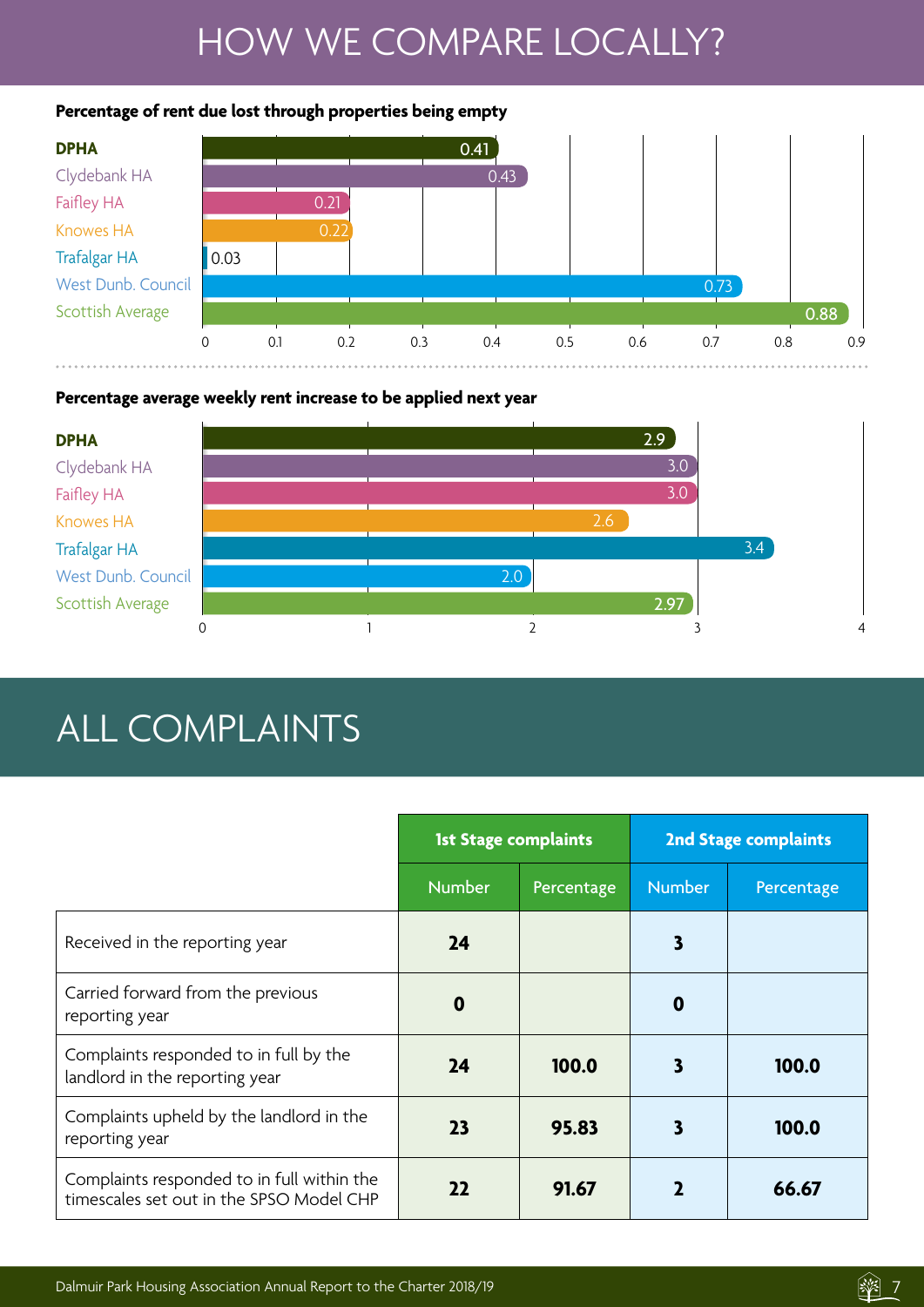# HOW WE COMPARE LOCALLY?

**Percentage of rent due lost through properties being empty**

| | % |
|---|---|
| **DPHA** | 0.41 |
| Clydebank HA | 0.43 |
| Faifley HA | 0.21 |
| Knowes HA | 0.22 |
| Trafalgar HA | 0.03 |
| West Dunb. Council | 0.73 |
| Scottish Average | 0.88 |

**Percentage average weekly rent increase to be applied next year**

| | % |
|---|---|
| **DPHA** | 2.9 |
| Clydebank HA | 3.0 |
| Faifley HA | 3.0 |
| Knowes HA | 2.6 |
| Trafalgar HA | 3.4 |
| West Dunb. Council | 2.0 |
| Scottish Average | 2.97 |

# ALL COMPLAINTS

| | 1st Stage complaints | | 2nd Stage complaints | |
|---|---|---|---|---|
| | Number | Percentage | Number | Percentage |
| Received in the reporting year | **24** | | **3** | |
| Carried forward from the previous reporting year | **0** | | **0** | |
| Complaints responded to in full by the landlord in the reporting year | **24** | **100.0** | **3** | **100.0** |
| Complaints upheld by the landlord in the reporting year | **23** | **95.83** | **3** | **100.0** |
| Complaints responded to in full within the timescales set out in the SPSO Model CHP | **22** | **91.67** | **2** | **66.67** |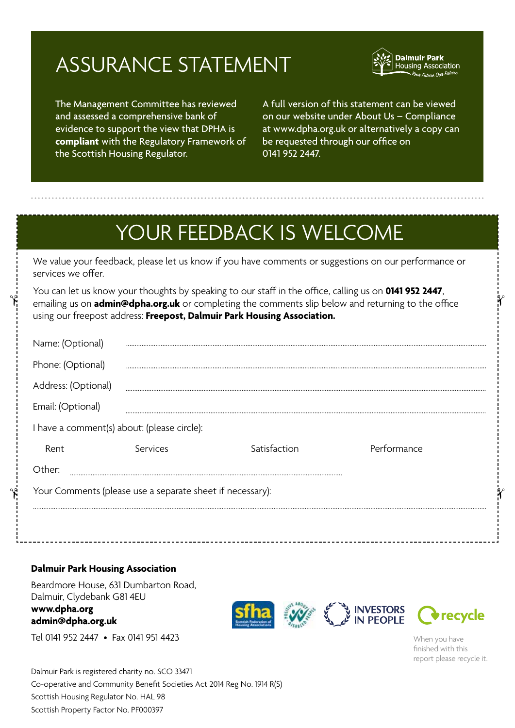# ASSURANCE STATEMENT

Dalmuir Park Housing Association
*Your Future Our Future*

The Management Committee has reviewed and assessed a comprehensive bank of evidence to support the view that DPHA is **compliant** with the Regulatory Framework of the Scottish Housing Regulator.

A full version of this statement can be viewed on our website under About Us – Compliance at www.dpha.org.uk or alternatively a copy can be requested through our office on 0141 952 2447.

# YOUR FEEDBACK IS WELCOME

We value your feedback, please let us know if you have comments or suggestions on our performance or services we offer.

You can let us know your thoughts by speaking to our staff in the office, calling us on **0141 952 2447**, emailing us on **admin@dpha.org.uk** or completing the comments slip below and returning to the office using our freepost address: **Freepost, Dalmuir Park Housing Association.**

Name: (Optional) ..................................................

Phone: (Optional) ..................................................

Address: (Optional) ..................................................

Email: (Optional) ..................................................

I have a comment(s) about: (please circle):

Rent    Services    Satisfaction    Performance

Other: ..................................................

Your Comments (please use a separate sheet if necessary):

..................................................

**Dalmuir Park Housing Association**

Beardmore House, 631 Dumbarton Road,
Dalmuir, Clydebank G81 4EU
**www.dpha.org**
**admin@dpha.org.uk**
Tel 0141 952 2447 • Fax 0141 951 4423

When you have finished with this report please recycle it.

Dalmuir Park is registered charity no. SCO 33471
Co-operative and Community Benefit Societies Act 2014 Reg No. 1914 R(S)
Scottish Housing Regulator No. HAL 98
Scottish Property Factor No. PF000397